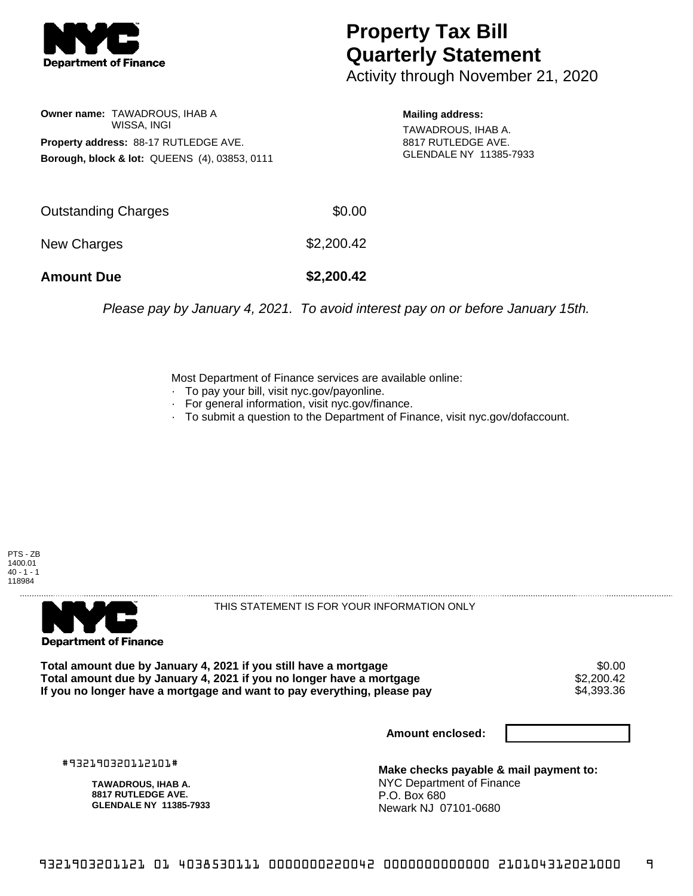# Property Tax Bill Quarterly Statement

Activity through November 21, 2020

**Owner name:** TAWADROUS, IHAB A
WISSA, INGI

**Property address:** 88-17 RUTLEDGE AVE.

**Borough, block & lot:** QUEENS (4), 03853, 0111

**Mailing address:**
TAWADROUS, IHAB A.
8817 RUTLEDGE AVE.
GLENDALE NY 11385-7933

| | |
|---|---|
| Outstanding Charges | $0.00 |
| New Charges | $2,200.42 |
| **Amount Due** | **$2,200.42** |

*Please pay by January 4, 2021. To avoid interest pay on or before January 15th.*

Most Department of Finance services are available online:

- To pay your bill, visit nyc.gov/payonline.
- For general information, visit nyc.gov/finance.
- To submit a question to the Department of Finance, visit nyc.gov/dofaccount.

PTS - ZB
1400.01
40 - 1 - 1
118984

THIS STATEMENT IS FOR YOUR INFORMATION ONLY

| | |
|---|---|
| **Total amount due by January 4, 2021 if you still have a mortgage** | $0.00 |
| **Total amount due by January 4, 2021 if you no longer have a mortgage** | $2,200.42 |
| **If you no longer have a mortgage and want to pay everything, please pay** | $4,393.36 |

**Amount enclosed:**

#932190320112101#

**TAWADROUS, IHAB A.**
**8817 RUTLEDGE AVE.**
**GLENDALE NY 11385-7933**

**Make checks payable & mail payment to:**
NYC Department of Finance
P.O. Box 680
Newark NJ 07101-0680

9321903201121 01 4038530111 0000000220042 0000000000000 210104312021000 9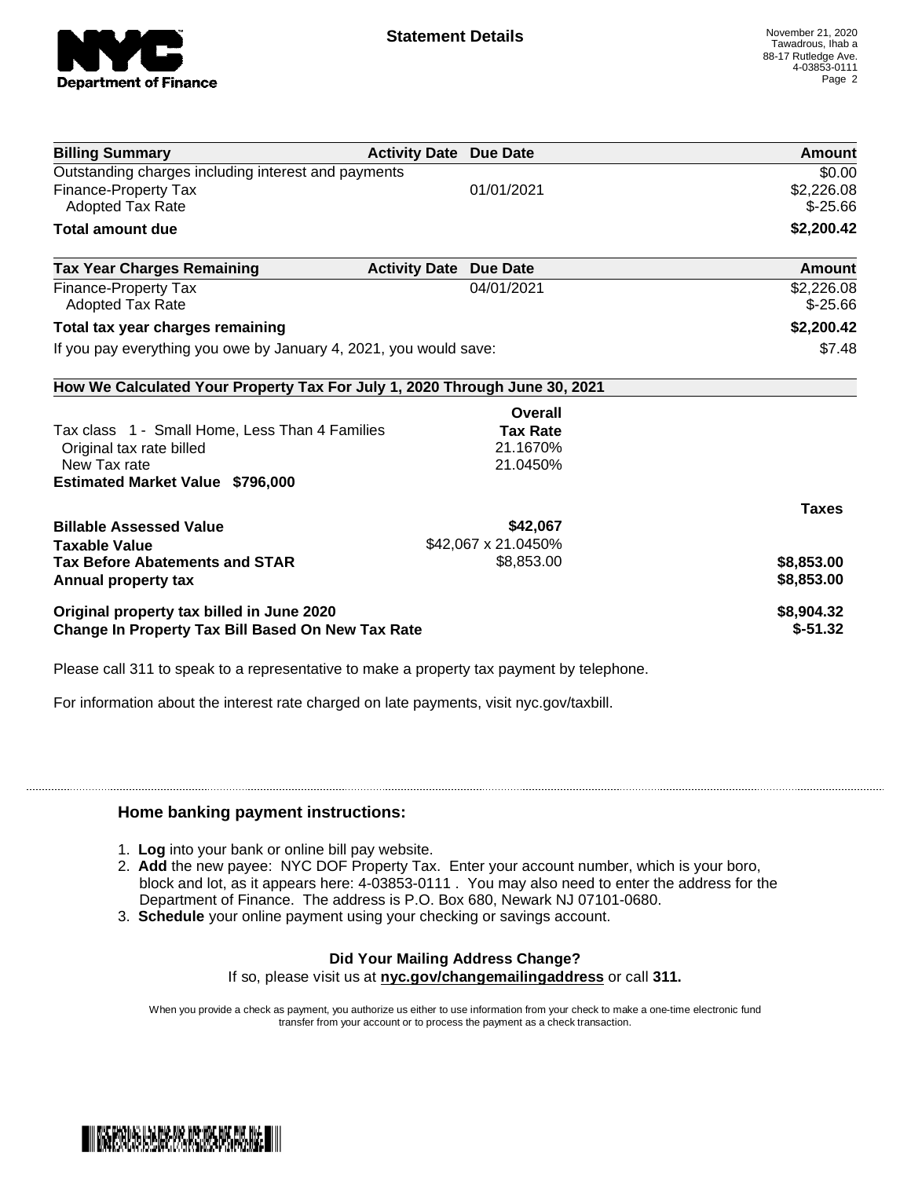# Statement Details

November 21, 2020
Tawadrous, Ihab a
88-17 Rutledge Ave.
4-03853-0111

| Billing Summary | Activity Date | Due Date | Amount |
| --- | --- | --- | --- |
| Outstanding charges including interest and payments | | | $0.00 |
| Finance-Property Tax | | 01/01/2021 | $2,226.08 |
| Adopted Tax Rate | | | $-25.66 |
| **Total amount due** | | | **$2,200.42** |

| Tax Year Charges Remaining | Activity Date | Due Date | Amount |
| --- | --- | --- | --- |
| Finance-Property Tax | | 04/01/2021 | $2,226.08 |
| Adopted Tax Rate | | | $-25.66 |
| **Total tax year charges remaining** | | | **$2,200.42** |
| If you pay everything you owe by January 4, 2021, you would save: | | | $7.48 |

**How We Calculated Your Property Tax For July 1, 2020 Through June 30, 2021**

| | Overall Tax Rate | Taxes |
| --- | --- | --- |
| Tax class 1 - Small Home, Less Than 4 Families | | |
| Original tax rate billed | 21.1670% | |
| New Tax rate | 21.0450% | |
| **Estimated Market Value $796,000** | | |
| **Billable Assessed Value** | **$42,067** | |
| **Taxable Value** | $42,067 x 21.0450% | |
| **Tax Before Abatements and STAR** | $8,853.00 | **$8,853.00** |
| **Annual property tax** | | **$8,853.00** |
| **Original property tax billed in June 2020** | | **$8,904.32** |
| **Change In Property Tax Bill Based On New Tax Rate** | | **$-51.32** |

Please call 311 to speak to a representative to make a property tax payment by telephone.

For information about the interest rate charged on late payments, visit nyc.gov/taxbill.

### Home banking payment instructions:

1. **Log** into your bank or online bill pay website.
2. **Add** the new payee: NYC DOF Property Tax. Enter your account number, which is your boro, block and lot, as it appears here: 4-03853-0111 . You may also need to enter the address for the Department of Finance. The address is P.O. Box 680, Newark NJ 07101-0680.
3. **Schedule** your online payment using your checking or savings account.

**Did Your Mailing Address Change?**

If so, please visit us at **nyc.gov/changemailingaddress** or call **311.**

When you provide a check as payment, you authorize us either to use information from your check to make a one-time electronic fund transfer from your account or to process the payment as a check transaction.